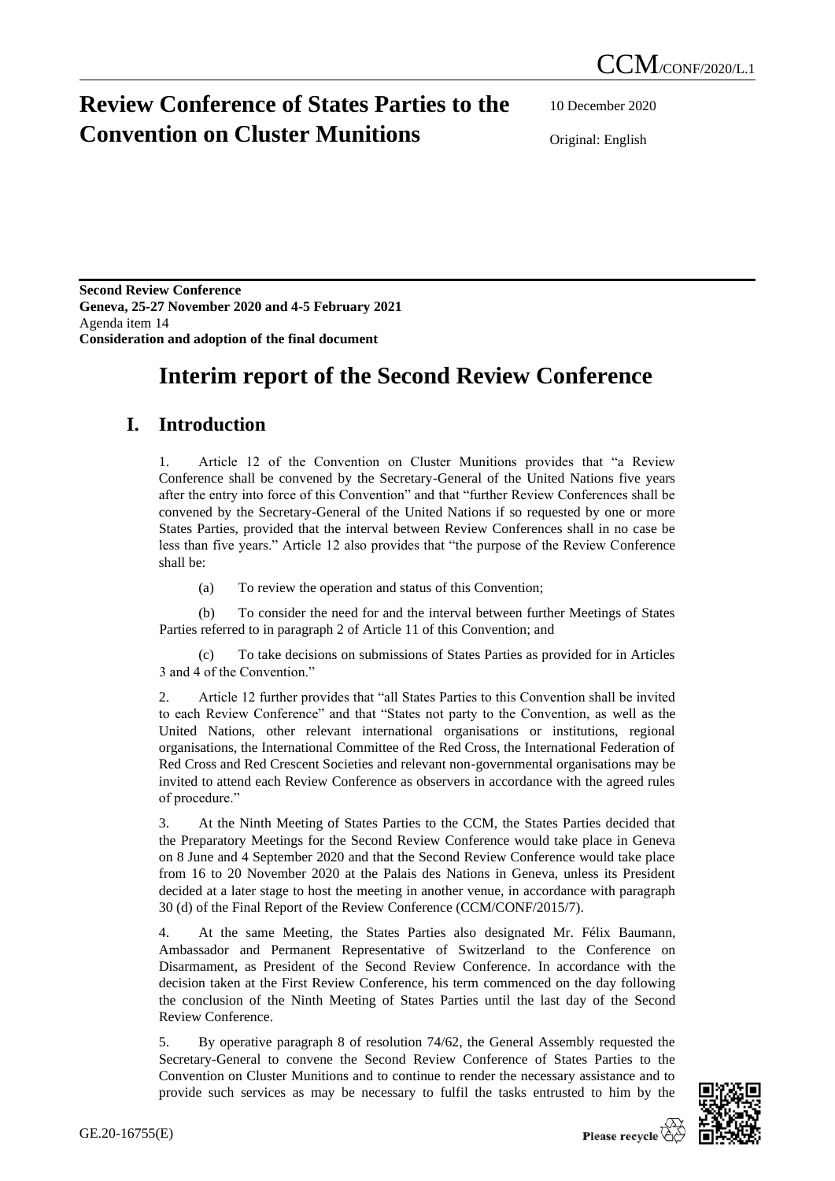CCM/CONF/2020/L.1

# Review Conference of States Parties to the Convention on Cluster Munitions

10 December 2020

Original: English

**Second Review Conference**
**Geneva, 25-27 November 2020 and 4-5 February 2021**
Agenda item 14
**Consideration and adoption of the final document**

# Interim report of the Second Review Conference

## I. Introduction

1. Article 12 of the Convention on Cluster Munitions provides that "a Review Conference shall be convened by the Secretary-General of the United Nations five years after the entry into force of this Convention" and that "further Review Conferences shall be convened by the Secretary-General of the United Nations if so requested by one or more States Parties, provided that the interval between Review Conferences shall in no case be less than five years." Article 12 also provides that "the purpose of the Review Conference shall be:

(a) To review the operation and status of this Convention;

(b) To consider the need for and the interval between further Meetings of States Parties referred to in paragraph 2 of Article 11 of this Convention; and

(c) To take decisions on submissions of States Parties as provided for in Articles 3 and 4 of the Convention."

2. Article 12 further provides that "all States Parties to this Convention shall be invited to each Review Conference" and that "States not party to the Convention, as well as the United Nations, other relevant international organisations or institutions, regional organisations, the International Committee of the Red Cross, the International Federation of Red Cross and Red Crescent Societies and relevant non-governmental organisations may be invited to attend each Review Conference as observers in accordance with the agreed rules of procedure."

3. At the Ninth Meeting of States Parties to the CCM, the States Parties decided that the Preparatory Meetings for the Second Review Conference would take place in Geneva on 8 June and 4 September 2020 and that the Second Review Conference would take place from 16 to 20 November 2020 at the Palais des Nations in Geneva, unless its President decided at a later stage to host the meeting in another venue, in accordance with paragraph 30 (d) of the Final Report of the Review Conference (CCM/CONF/2015/7).

4. At the same Meeting, the States Parties also designated Mr. Félix Baumann, Ambassador and Permanent Representative of Switzerland to the Conference on Disarmament, as President of the Second Review Conference. In accordance with the decision taken at the First Review Conference, his term commenced on the day following the conclusion of the Ninth Meeting of States Parties until the last day of the Second Review Conference.

5. By operative paragraph 8 of resolution 74/62, the General Assembly requested the Secretary-General to convene the Second Review Conference of States Parties to the Convention on Cluster Munitions and to continue to render the necessary assistance and to provide such services as may be necessary to fulfil the tasks entrusted to him by the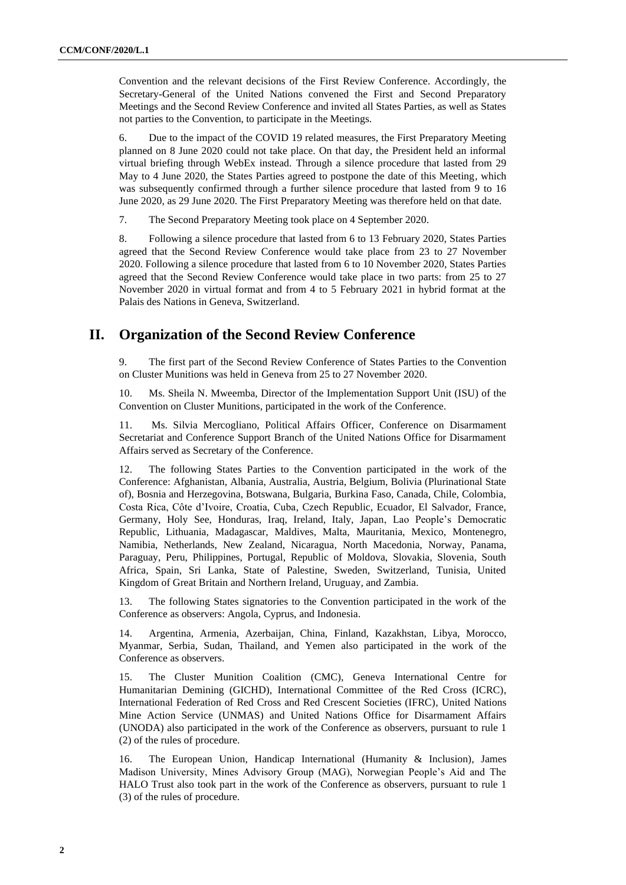Convention and the relevant decisions of the First Review Conference. Accordingly, the Secretary-General of the United Nations convened the First and Second Preparatory Meetings and the Second Review Conference and invited all States Parties, as well as States not parties to the Convention, to participate in the Meetings.

6. Due to the impact of the COVID 19 related measures, the First Preparatory Meeting planned on 8 June 2020 could not take place. On that day, the President held an informal virtual briefing through WebEx instead. Through a silence procedure that lasted from 29 May to 4 June 2020, the States Parties agreed to postpone the date of this Meeting, which was subsequently confirmed through a further silence procedure that lasted from 9 to 16 June 2020, as 29 June 2020. The First Preparatory Meeting was therefore held on that date.

7. The Second Preparatory Meeting took place on 4 September 2020.

8. Following a silence procedure that lasted from 6 to 13 February 2020, States Parties agreed that the Second Review Conference would take place from 23 to 27 November 2020. Following a silence procedure that lasted from 6 to 10 November 2020, States Parties agreed that the Second Review Conference would take place in two parts: from 25 to 27 November 2020 in virtual format and from 4 to 5 February 2021 in hybrid format at the Palais des Nations in Geneva, Switzerland.

## II. Organization of the Second Review Conference

9. The first part of the Second Review Conference of States Parties to the Convention on Cluster Munitions was held in Geneva from 25 to 27 November 2020.

10. Ms. Sheila N. Mweemba, Director of the Implementation Support Unit (ISU) of the Convention on Cluster Munitions, participated in the work of the Conference.

11. Ms. Silvia Mercogliano, Political Affairs Officer, Conference on Disarmament Secretariat and Conference Support Branch of the United Nations Office for Disarmament Affairs served as Secretary of the Conference.

12. The following States Parties to the Convention participated in the work of the Conference: Afghanistan, Albania, Australia, Austria, Belgium, Bolivia (Plurinational State of), Bosnia and Herzegovina, Botswana, Bulgaria, Burkina Faso, Canada, Chile, Colombia, Costa Rica, Côte d'Ivoire, Croatia, Cuba, Czech Republic, Ecuador, El Salvador, France, Germany, Holy See, Honduras, Iraq, Ireland, Italy, Japan, Lao People's Democratic Republic, Lithuania, Madagascar, Maldives, Malta, Mauritania, Mexico, Montenegro, Namibia, Netherlands, New Zealand, Nicaragua, North Macedonia, Norway, Panama, Paraguay, Peru, Philippines, Portugal, Republic of Moldova, Slovakia, Slovenia, South Africa, Spain, Sri Lanka, State of Palestine, Sweden, Switzerland, Tunisia, United Kingdom of Great Britain and Northern Ireland, Uruguay, and Zambia.

13. The following States signatories to the Convention participated in the work of the Conference as observers: Angola, Cyprus, and Indonesia.

14. Argentina, Armenia, Azerbaijan, China, Finland, Kazakhstan, Libya, Morocco, Myanmar, Serbia, Sudan, Thailand, and Yemen also participated in the work of the Conference as observers.

15. The Cluster Munition Coalition (CMC), Geneva International Centre for Humanitarian Demining (GICHD), International Committee of the Red Cross (ICRC), International Federation of Red Cross and Red Crescent Societies (IFRC), United Nations Mine Action Service (UNMAS) and United Nations Office for Disarmament Affairs (UNODA) also participated in the work of the Conference as observers, pursuant to rule 1 (2) of the rules of procedure.

16. The European Union, Handicap International (Humanity & Inclusion), James Madison University, Mines Advisory Group (MAG), Norwegian People's Aid and The HALO Trust also took part in the work of the Conference as observers, pursuant to rule 1 (3) of the rules of procedure.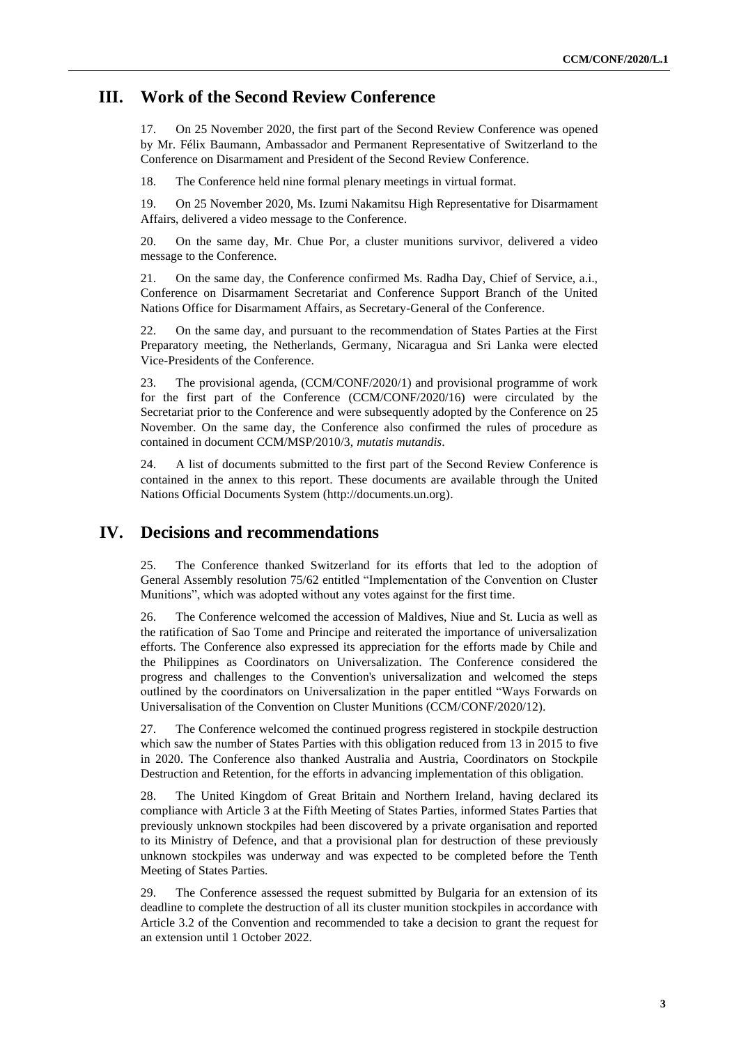## III. Work of the Second Review Conference

17. On 25 November 2020, the first part of the Second Review Conference was opened by Mr. Félix Baumann, Ambassador and Permanent Representative of Switzerland to the Conference on Disarmament and President of the Second Review Conference.

18. The Conference held nine formal plenary meetings in virtual format.

19. On 25 November 2020, Ms. Izumi Nakamitsu High Representative for Disarmament Affairs, delivered a video message to the Conference.

20. On the same day, Mr. Chue Por, a cluster munitions survivor, delivered a video message to the Conference.

21. On the same day, the Conference confirmed Ms. Radha Day, Chief of Service, a.i., Conference on Disarmament Secretariat and Conference Support Branch of the United Nations Office for Disarmament Affairs, as Secretary-General of the Conference.

22. On the same day, and pursuant to the recommendation of States Parties at the First Preparatory meeting, the Netherlands, Germany, Nicaragua and Sri Lanka were elected Vice-Presidents of the Conference.

23. The provisional agenda, (CCM/CONF/2020/1) and provisional programme of work for the first part of the Conference (CCM/CONF/2020/16) were circulated by the Secretariat prior to the Conference and were subsequently adopted by the Conference on 25 November. On the same day, the Conference also confirmed the rules of procedure as contained in document CCM/MSP/2010/3, *mutatis mutandis*.

24. A list of documents submitted to the first part of the Second Review Conference is contained in the annex to this report. These documents are available through the United Nations Official Documents System (http://documents.un.org).

## IV. Decisions and recommendations

25. The Conference thanked Switzerland for its efforts that led to the adoption of General Assembly resolution 75/62 entitled "Implementation of the Convention on Cluster Munitions", which was adopted without any votes against for the first time.

26. The Conference welcomed the accession of Maldives, Niue and St. Lucia as well as the ratification of Sao Tome and Principe and reiterated the importance of universalization efforts. The Conference also expressed its appreciation for the efforts made by Chile and the Philippines as Coordinators on Universalization. The Conference considered the progress and challenges to the Convention's universalization and welcomed the steps outlined by the coordinators on Universalization in the paper entitled "Ways Forwards on Universalisation of the Convention on Cluster Munitions (CCM/CONF/2020/12).

27. The Conference welcomed the continued progress registered in stockpile destruction which saw the number of States Parties with this obligation reduced from 13 in 2015 to five in 2020. The Conference also thanked Australia and Austria, Coordinators on Stockpile Destruction and Retention, for the efforts in advancing implementation of this obligation.

28. The United Kingdom of Great Britain and Northern Ireland, having declared its compliance with Article 3 at the Fifth Meeting of States Parties, informed States Parties that previously unknown stockpiles had been discovered by a private organisation and reported to its Ministry of Defence, and that a provisional plan for destruction of these previously unknown stockpiles was underway and was expected to be completed before the Tenth Meeting of States Parties.

29. The Conference assessed the request submitted by Bulgaria for an extension of its deadline to complete the destruction of all its cluster munition stockpiles in accordance with Article 3.2 of the Convention and recommended to take a decision to grant the request for an extension until 1 October 2022.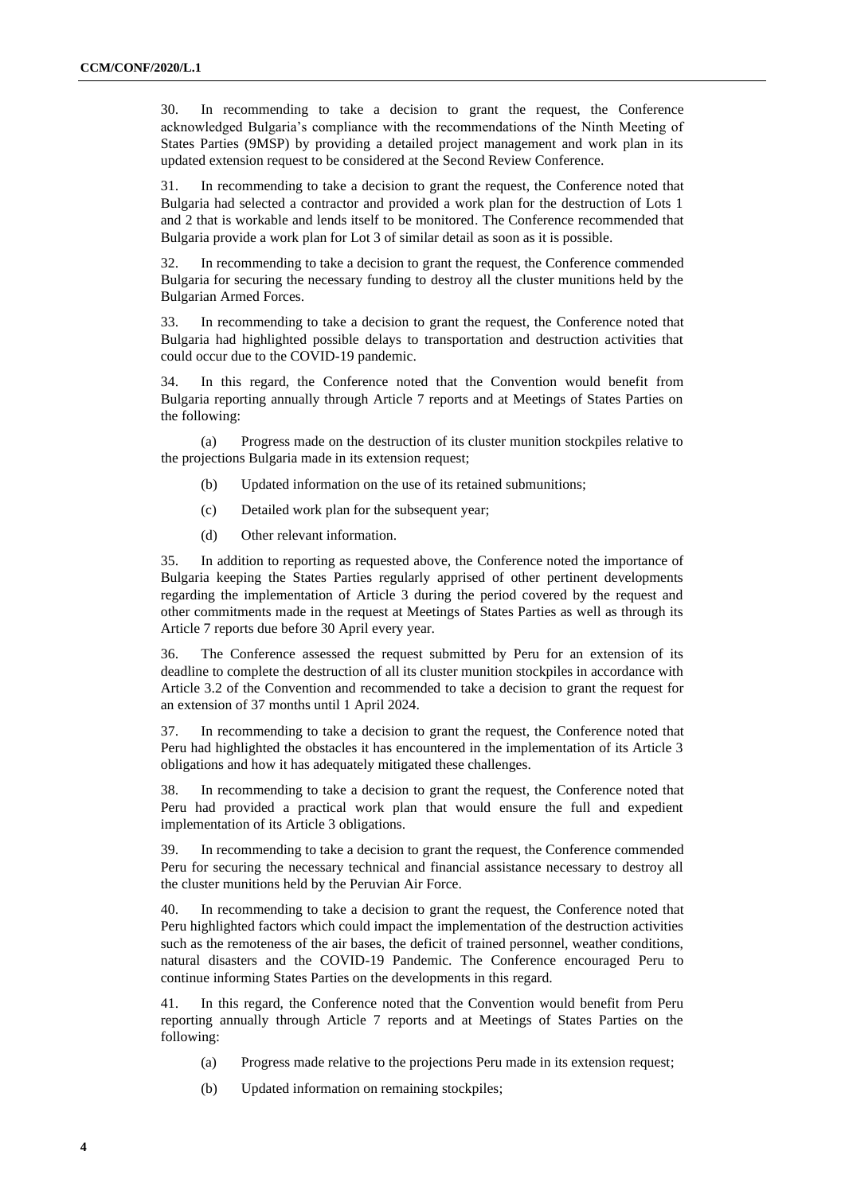30. In recommending to take a decision to grant the request, the Conference acknowledged Bulgaria's compliance with the recommendations of the Ninth Meeting of States Parties (9MSP) by providing a detailed project management and work plan in its updated extension request to be considered at the Second Review Conference.

31. In recommending to take a decision to grant the request, the Conference noted that Bulgaria had selected a contractor and provided a work plan for the destruction of Lots 1 and 2 that is workable and lends itself to be monitored. The Conference recommended that Bulgaria provide a work plan for Lot 3 of similar detail as soon as it is possible.

32. In recommending to take a decision to grant the request, the Conference commended Bulgaria for securing the necessary funding to destroy all the cluster munitions held by the Bulgarian Armed Forces.

33. In recommending to take a decision to grant the request, the Conference noted that Bulgaria had highlighted possible delays to transportation and destruction activities that could occur due to the COVID-19 pandemic.

34. In this regard, the Conference noted that the Convention would benefit from Bulgaria reporting annually through Article 7 reports and at Meetings of States Parties on the following:

(a) Progress made on the destruction of its cluster munition stockpiles relative to the projections Bulgaria made in its extension request;

(b) Updated information on the use of its retained submunitions;

(c) Detailed work plan for the subsequent year;

(d) Other relevant information.

35. In addition to reporting as requested above, the Conference noted the importance of Bulgaria keeping the States Parties regularly apprised of other pertinent developments regarding the implementation of Article 3 during the period covered by the request and other commitments made in the request at Meetings of States Parties as well as through its Article 7 reports due before 30 April every year.

36. The Conference assessed the request submitted by Peru for an extension of its deadline to complete the destruction of all its cluster munition stockpiles in accordance with Article 3.2 of the Convention and recommended to take a decision to grant the request for an extension of 37 months until 1 April 2024.

37. In recommending to take a decision to grant the request, the Conference noted that Peru had highlighted the obstacles it has encountered in the implementation of its Article 3 obligations and how it has adequately mitigated these challenges.

38. In recommending to take a decision to grant the request, the Conference noted that Peru had provided a practical work plan that would ensure the full and expedient implementation of its Article 3 obligations.

39. In recommending to take a decision to grant the request, the Conference commended Peru for securing the necessary technical and financial assistance necessary to destroy all the cluster munitions held by the Peruvian Air Force.

40. In recommending to take a decision to grant the request, the Conference noted that Peru highlighted factors which could impact the implementation of the destruction activities such as the remoteness of the air bases, the deficit of trained personnel, weather conditions, natural disasters and the COVID-19 Pandemic. The Conference encouraged Peru to continue informing States Parties on the developments in this regard.

41. In this regard, the Conference noted that the Convention would benefit from Peru reporting annually through Article 7 reports and at Meetings of States Parties on the following:

(a) Progress made relative to the projections Peru made in its extension request;

(b) Updated information on remaining stockpiles;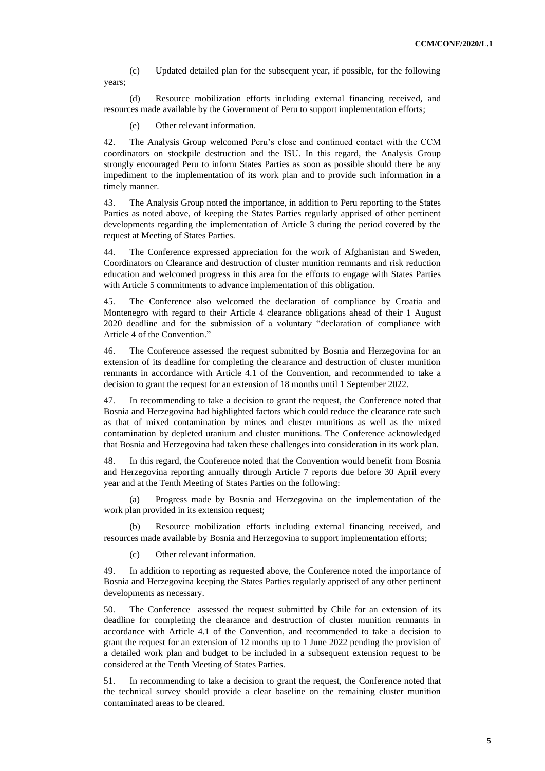(c) Updated detailed plan for the subsequent year, if possible, for the following years;

(d) Resource mobilization efforts including external financing received, and resources made available by the Government of Peru to support implementation efforts;

(e) Other relevant information.

42. The Analysis Group welcomed Peru's close and continued contact with the CCM coordinators on stockpile destruction and the ISU. In this regard, the Analysis Group strongly encouraged Peru to inform States Parties as soon as possible should there be any impediment to the implementation of its work plan and to provide such information in a timely manner.

43. The Analysis Group noted the importance, in addition to Peru reporting to the States Parties as noted above, of keeping the States Parties regularly apprised of other pertinent developments regarding the implementation of Article 3 during the period covered by the request at Meeting of States Parties.

44. The Conference expressed appreciation for the work of Afghanistan and Sweden, Coordinators on Clearance and destruction of cluster munition remnants and risk reduction education and welcomed progress in this area for the efforts to engage with States Parties with Article 5 commitments to advance implementation of this obligation.

45. The Conference also welcomed the declaration of compliance by Croatia and Montenegro with regard to their Article 4 clearance obligations ahead of their 1 August 2020 deadline and for the submission of a voluntary "declaration of compliance with Article 4 of the Convention."

46. The Conference assessed the request submitted by Bosnia and Herzegovina for an extension of its deadline for completing the clearance and destruction of cluster munition remnants in accordance with Article 4.1 of the Convention, and recommended to take a decision to grant the request for an extension of 18 months until 1 September 2022.

47. In recommending to take a decision to grant the request, the Conference noted that Bosnia and Herzegovina had highlighted factors which could reduce the clearance rate such as that of mixed contamination by mines and cluster munitions as well as the mixed contamination by depleted uranium and cluster munitions. The Conference acknowledged that Bosnia and Herzegovina had taken these challenges into consideration in its work plan.

48. In this regard, the Conference noted that the Convention would benefit from Bosnia and Herzegovina reporting annually through Article 7 reports due before 30 April every year and at the Tenth Meeting of States Parties on the following:

(a) Progress made by Bosnia and Herzegovina on the implementation of the work plan provided in its extension request;

(b) Resource mobilization efforts including external financing received, and resources made available by Bosnia and Herzegovina to support implementation efforts;

(c) Other relevant information.

49. In addition to reporting as requested above, the Conference noted the importance of Bosnia and Herzegovina keeping the States Parties regularly apprised of any other pertinent developments as necessary.

50. The Conference assessed the request submitted by Chile for an extension of its deadline for completing the clearance and destruction of cluster munition remnants in accordance with Article 4.1 of the Convention, and recommended to take a decision to grant the request for an extension of 12 months up to 1 June 2022 pending the provision of a detailed work plan and budget to be included in a subsequent extension request to be considered at the Tenth Meeting of States Parties.

51. In recommending to take a decision to grant the request, the Conference noted that the technical survey should provide a clear baseline on the remaining cluster munition contaminated areas to be cleared.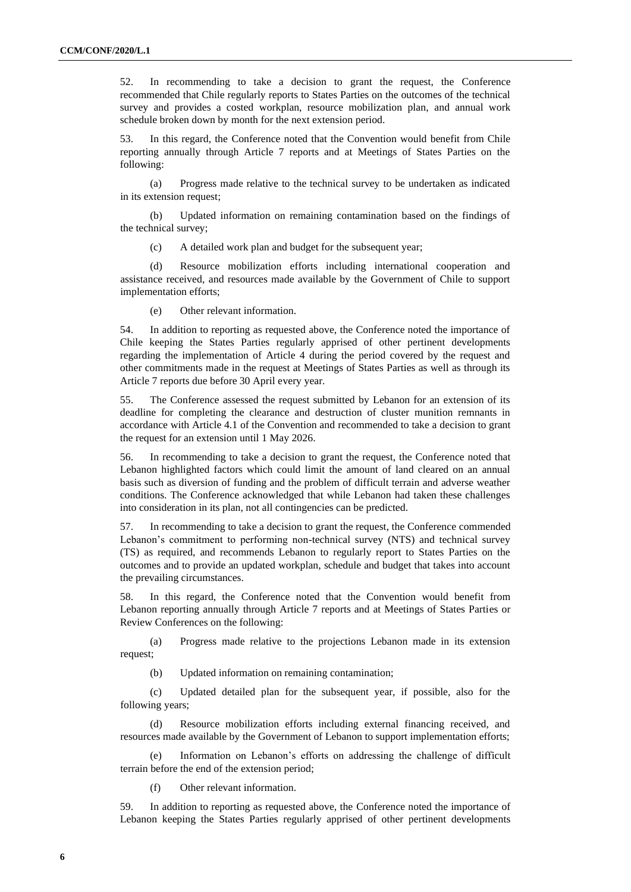52. In recommending to take a decision to grant the request, the Conference recommended that Chile regularly reports to States Parties on the outcomes of the technical survey and provides a costed workplan, resource mobilization plan, and annual work schedule broken down by month for the next extension period.

53. In this regard, the Conference noted that the Convention would benefit from Chile reporting annually through Article 7 reports and at Meetings of States Parties on the following:

(a) Progress made relative to the technical survey to be undertaken as indicated in its extension request;

(b) Updated information on remaining contamination based on the findings of the technical survey;

(c) A detailed work plan and budget for the subsequent year;

(d) Resource mobilization efforts including international cooperation and assistance received, and resources made available by the Government of Chile to support implementation efforts;

(e) Other relevant information.

54. In addition to reporting as requested above, the Conference noted the importance of Chile keeping the States Parties regularly apprised of other pertinent developments regarding the implementation of Article 4 during the period covered by the request and other commitments made in the request at Meetings of States Parties as well as through its Article 7 reports due before 30 April every year.

55. The Conference assessed the request submitted by Lebanon for an extension of its deadline for completing the clearance and destruction of cluster munition remnants in accordance with Article 4.1 of the Convention and recommended to take a decision to grant the request for an extension until 1 May 2026.

56. In recommending to take a decision to grant the request, the Conference noted that Lebanon highlighted factors which could limit the amount of land cleared on an annual basis such as diversion of funding and the problem of difficult terrain and adverse weather conditions. The Conference acknowledged that while Lebanon had taken these challenges into consideration in its plan, not all contingencies can be predicted.

57. In recommending to take a decision to grant the request, the Conference commended Lebanon's commitment to performing non-technical survey (NTS) and technical survey (TS) as required, and recommends Lebanon to regularly report to States Parties on the outcomes and to provide an updated workplan, schedule and budget that takes into account the prevailing circumstances.

58. In this regard, the Conference noted that the Convention would benefit from Lebanon reporting annually through Article 7 reports and at Meetings of States Parties or Review Conferences on the following:

(a) Progress made relative to the projections Lebanon made in its extension request;

(b) Updated information on remaining contamination;

(c) Updated detailed plan for the subsequent year, if possible, also for the following years;

(d) Resource mobilization efforts including external financing received, and resources made available by the Government of Lebanon to support implementation efforts;

(e) Information on Lebanon's efforts on addressing the challenge of difficult terrain before the end of the extension period;

(f) Other relevant information.

59. In addition to reporting as requested above, the Conference noted the importance of Lebanon keeping the States Parties regularly apprised of other pertinent developments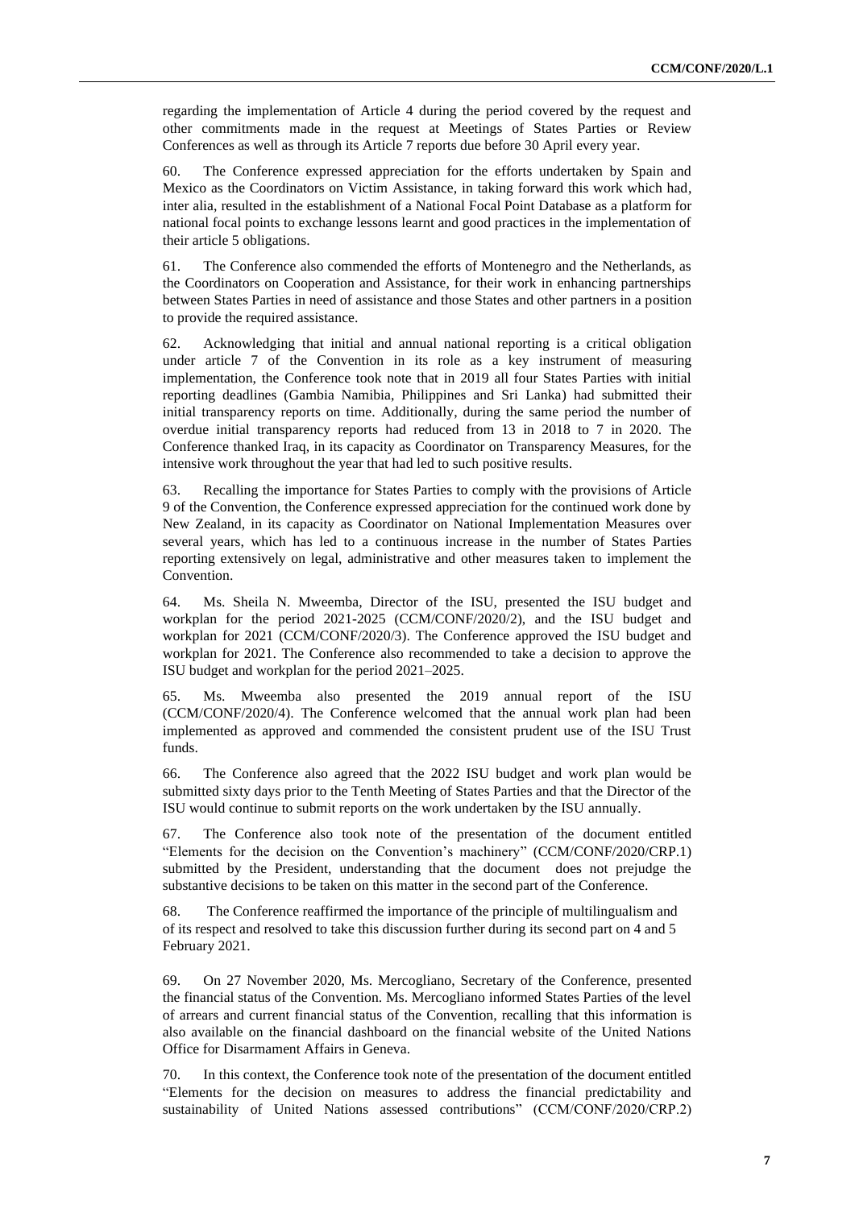regarding the implementation of Article 4 during the period covered by the request and other commitments made in the request at Meetings of States Parties or Review Conferences as well as through its Article 7 reports due before 30 April every year.

60. The Conference expressed appreciation for the efforts undertaken by Spain and Mexico as the Coordinators on Victim Assistance, in taking forward this work which had, inter alia, resulted in the establishment of a National Focal Point Database as a platform for national focal points to exchange lessons learnt and good practices in the implementation of their article 5 obligations.

61. The Conference also commended the efforts of Montenegro and the Netherlands, as the Coordinators on Cooperation and Assistance, for their work in enhancing partnerships between States Parties in need of assistance and those States and other partners in a position to provide the required assistance.

62. Acknowledging that initial and annual national reporting is a critical obligation under article 7 of the Convention in its role as a key instrument of measuring implementation, the Conference took note that in 2019 all four States Parties with initial reporting deadlines (Gambia Namibia, Philippines and Sri Lanka) had submitted their initial transparency reports on time. Additionally, during the same period the number of overdue initial transparency reports had reduced from 13 in 2018 to 7 in 2020. The Conference thanked Iraq, in its capacity as Coordinator on Transparency Measures, for the intensive work throughout the year that had led to such positive results.

63. Recalling the importance for States Parties to comply with the provisions of Article 9 of the Convention, the Conference expressed appreciation for the continued work done by New Zealand, in its capacity as Coordinator on National Implementation Measures over several years, which has led to a continuous increase in the number of States Parties reporting extensively on legal, administrative and other measures taken to implement the Convention.

64. Ms. Sheila N. Mweemba, Director of the ISU, presented the ISU budget and workplan for the period 2021-2025 (CCM/CONF/2020/2), and the ISU budget and workplan for 2021 (CCM/CONF/2020/3). The Conference approved the ISU budget and workplan for 2021. The Conference also recommended to take a decision to approve the ISU budget and workplan for the period 2021–2025.

65. Ms. Mweemba also presented the 2019 annual report of the ISU (CCM/CONF/2020/4). The Conference welcomed that the annual work plan had been implemented as approved and commended the consistent prudent use of the ISU Trust funds.

66. The Conference also agreed that the 2022 ISU budget and work plan would be submitted sixty days prior to the Tenth Meeting of States Parties and that the Director of the ISU would continue to submit reports on the work undertaken by the ISU annually.

67. The Conference also took note of the presentation of the document entitled "Elements for the decision on the Convention's machinery" (CCM/CONF/2020/CRP.1) submitted by the President, understanding that the document does not prejudge the substantive decisions to be taken on this matter in the second part of the Conference.

68. The Conference reaffirmed the importance of the principle of multilingualism and of its respect and resolved to take this discussion further during its second part on 4 and 5 February 2021.

69. On 27 November 2020, Ms. Mercogliano, Secretary of the Conference, presented the financial status of the Convention. Ms. Mercogliano informed States Parties of the level of arrears and current financial status of the Convention, recalling that this information is also available on the financial dashboard on the financial website of the United Nations Office for Disarmament Affairs in Geneva.

70. In this context, the Conference took note of the presentation of the document entitled "Elements for the decision on measures to address the financial predictability and sustainability of United Nations assessed contributions" (CCM/CONF/2020/CRP.2)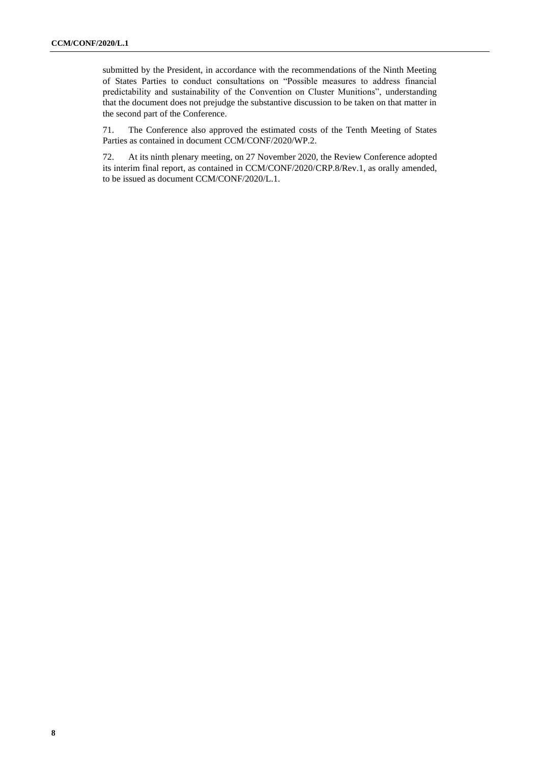submitted by the President, in accordance with the recommendations of the Ninth Meeting of States Parties to conduct consultations on "Possible measures to address financial predictability and sustainability of the Convention on Cluster Munitions", understanding that the document does not prejudge the substantive discussion to be taken on that matter in the second part of the Conference.

71. The Conference also approved the estimated costs of the Tenth Meeting of States Parties as contained in document CCM/CONF/2020/WP.2.

72. At its ninth plenary meeting, on 27 November 2020, the Review Conference adopted its interim final report, as contained in CCM/CONF/2020/CRP.8/Rev.1, as orally amended, to be issued as document CCM/CONF/2020/L.1.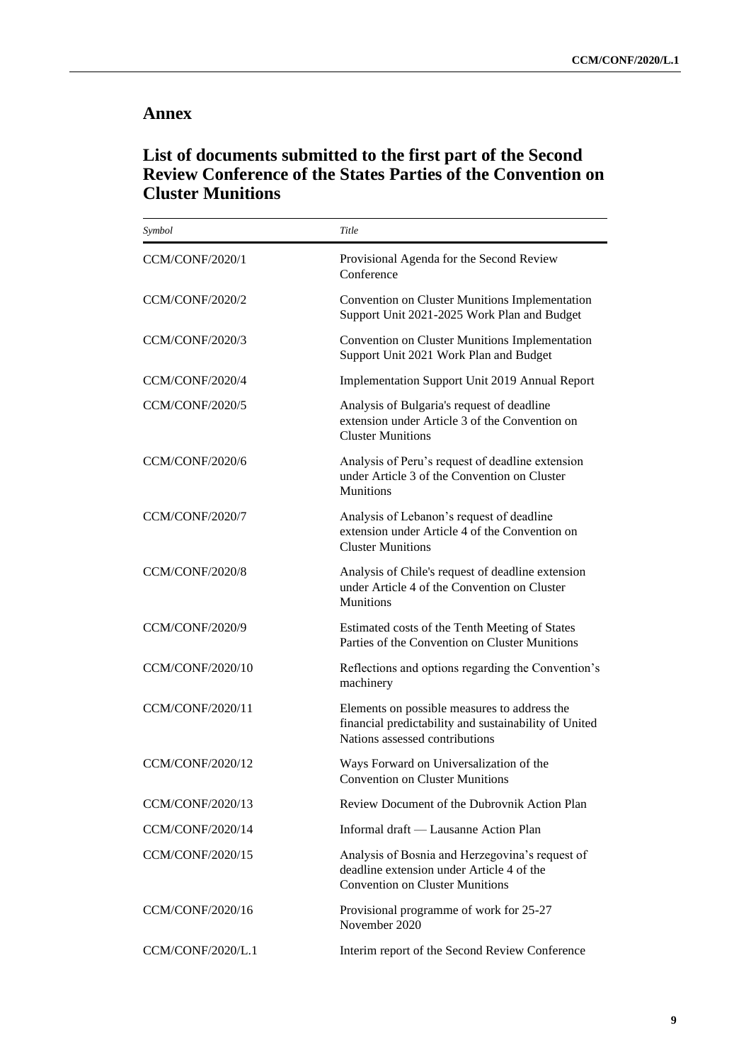## Annex

## List of documents submitted to the first part of the Second Review Conference of the States Parties of the Convention on Cluster Munitions

| *Symbol* | *Title* |
|---|---|
| CCM/CONF/2020/1 | Provisional Agenda for the Second Review Conference |
| CCM/CONF/2020/2 | Convention on Cluster Munitions Implementation Support Unit 2021-2025 Work Plan and Budget |
| CCM/CONF/2020/3 | Convention on Cluster Munitions Implementation Support Unit 2021 Work Plan and Budget |
| CCM/CONF/2020/4 | Implementation Support Unit 2019 Annual Report |
| CCM/CONF/2020/5 | Analysis of Bulgaria's request of deadline extension under Article 3 of the Convention on Cluster Munitions |
| CCM/CONF/2020/6 | Analysis of Peru's request of deadline extension under Article 3 of the Convention on Cluster Munitions |
| CCM/CONF/2020/7 | Analysis of Lebanon's request of deadline extension under Article 4 of the Convention on Cluster Munitions |
| CCM/CONF/2020/8 | Analysis of Chile's request of deadline extension under Article 4 of the Convention on Cluster Munitions |
| CCM/CONF/2020/9 | Estimated costs of the Tenth Meeting of States Parties of the Convention on Cluster Munitions |
| CCM/CONF/2020/10 | Reflections and options regarding the Convention's machinery |
| CCM/CONF/2020/11 | Elements on possible measures to address the financial predictability and sustainability of United Nations assessed contributions |
| CCM/CONF/2020/12 | Ways Forward on Universalization of the Convention on Cluster Munitions |
| CCM/CONF/2020/13 | Review Document of the Dubrovnik Action Plan |
| CCM/CONF/2020/14 | Informal draft — Lausanne Action Plan |
| CCM/CONF/2020/15 | Analysis of Bosnia and Herzegovina's request of deadline extension under Article 4 of the Convention on Cluster Munitions |
| CCM/CONF/2020/16 | Provisional programme of work for 25-27 November 2020 |
| CCM/CONF/2020/L.1 | Interim report of the Second Review Conference |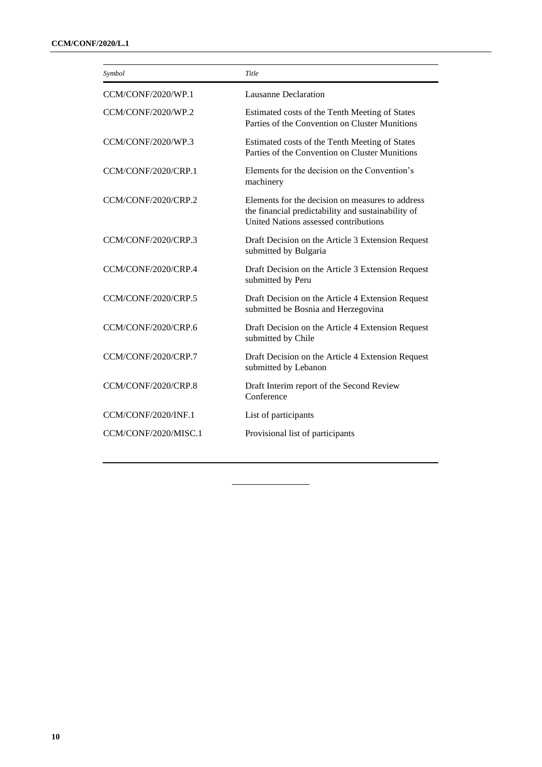| *Symbol* | *Title* |
|---|---|
| CCM/CONF/2020/WP.1 | Lausanne Declaration |
| CCM/CONF/2020/WP.2 | Estimated costs of the Tenth Meeting of States Parties of the Convention on Cluster Munitions |
| CCM/CONF/2020/WP.3 | Estimated costs of the Tenth Meeting of States Parties of the Convention on Cluster Munitions |
| CCM/CONF/2020/CRP.1 | Elements for the decision on the Convention's machinery |
| CCM/CONF/2020/CRP.2 | Elements for the decision on measures to address the financial predictability and sustainability of United Nations assessed contributions |
| CCM/CONF/2020/CRP.3 | Draft Decision on the Article 3 Extension Request submitted by Bulgaria |
| CCM/CONF/2020/CRP.4 | Draft Decision on the Article 3 Extension Request submitted by Peru |
| CCM/CONF/2020/CRP.5 | Draft Decision on the Article 4 Extension Request submitted be Bosnia and Herzegovina |
| CCM/CONF/2020/CRP.6 | Draft Decision on the Article 4 Extension Request submitted by Chile |
| CCM/CONF/2020/CRP.7 | Draft Decision on the Article 4 Extension Request submitted by Lebanon |
| CCM/CONF/2020/CRP.8 | Draft Interim report of the Second Review Conference |
| CCM/CONF/2020/INF.1 | List of participants |
| CCM/CONF/2020/MISC.1 | Provisional list of participants |